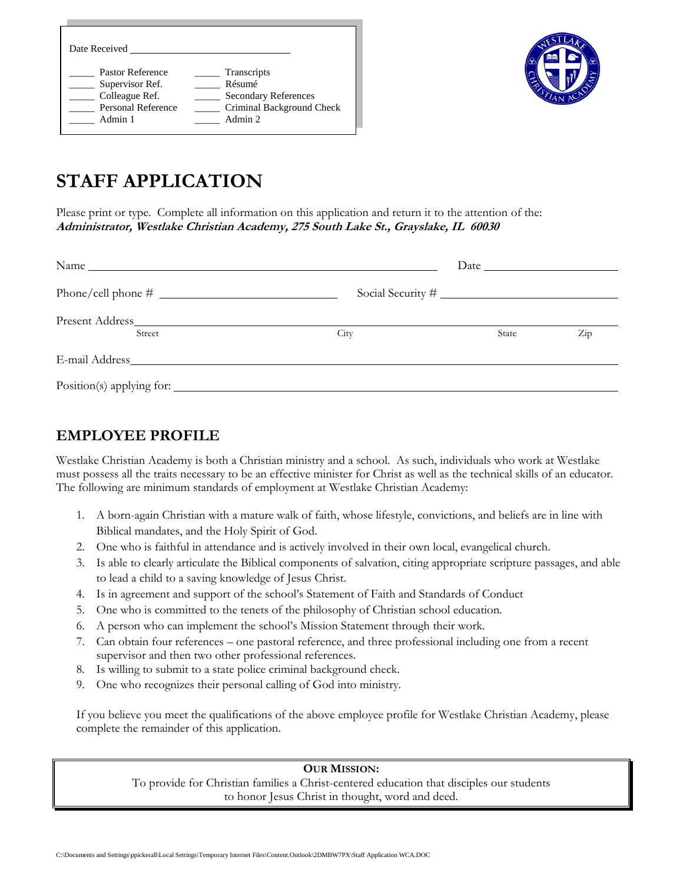Date Received ____________________

| | |
|---|---|
| _____ Pastor Reference | _____ Transcripts |
| _____ Supervisor Ref. | _____ Résumé |
| _____ Colleague Ref. | _____ Secondary References |
| _____ Personal Reference | _____ Criminal Background Check |
| _____ Admin 1 | _____ Admin 2 |

# STAFF APPLICATION

Please print or type. Complete all information on this application and return it to the attention of the:
***Administrator, Westlake Christian Academy, 275 South Lake St., Grayslake, IL 60030***

Name ________________________________________ Date ____________________

Phone/cell phone # ____________________ Social Security # ____________________

Present Address ____________________________________________________________
Street City State Zip

E-mail Address ____________________________________________________________

Position(s) applying for: ____________________________________________________

## EMPLOYEE PROFILE

Westlake Christian Academy is both a Christian ministry and a school. As such, individuals who work at Westlake must possess all the traits necessary to be an effective minister for Christ as well as the technical skills of an educator. The following are minimum standards of employment at Westlake Christian Academy:

1. A born-again Christian with a mature walk of faith, whose lifestyle, convictions, and beliefs are in line with Biblical mandates, and the Holy Spirit of God.
2. One who is faithful in attendance and is actively involved in their own local, evangelical church.
3. Is able to clearly articulate the Biblical components of salvation, citing appropriate scripture passages, and able to lead a child to a saving knowledge of Jesus Christ.
4. Is in agreement and support of the school's Statement of Faith and Standards of Conduct
5. One who is committed to the tenets of the philosophy of Christian school education.
6. A person who can implement the school's Mission Statement through their work.
7. Can obtain four references – one pastoral reference, and three professional including one from a recent supervisor and then two other professional references.
8. Is willing to submit to a state police criminal background check.
9. One who recognizes their personal calling of God into ministry.

If you believe you meet the qualifications of the above employee profile for Westlake Christian Academy, please complete the remainder of this application.

**OUR MISSION:**
To provide for Christian families a Christ-centered education that disciples our students to honor Jesus Christ in thought, word and deed.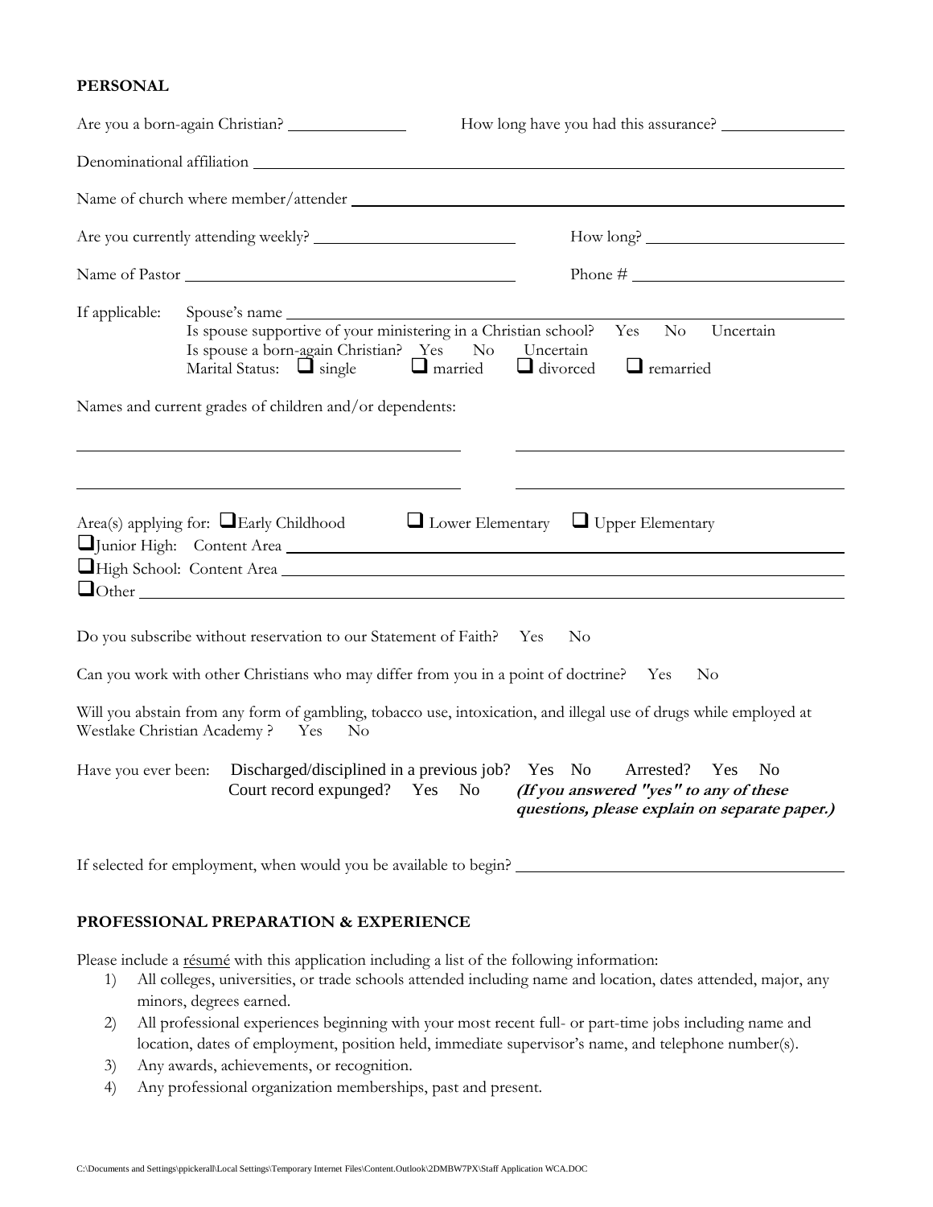**PERSONAL**

Are you a born-again Christian? ______________ How long have you had this assurance? _______________

Denominational affiliation ____________________________________________________________

Name of church where member/attender ____________________________________________________

Are you currently attending weekly? ________________________ How long? ________________________

Name of Pastor ________________________________________ Phone # _________________________

If applicable: Spouse's name ____________________________________________________________
Is spouse supportive of your ministering in a Christian school? Yes No Uncertain
Is spouse a born-again Christian? Yes No Uncertain
Marital Status: ❑ single ❑ married ❑ divorced ❑ remarried

Names and current grades of children and/or dependents:

______________________________________________ ________________________________________

______________________________________________ ________________________________________

Area(s) applying for: ❑ Early Childhood ❑ Lower Elementary ❑ Upper Elementary
❑ Junior High: Content Area _____________________________________________________________
❑ High School: Content Area _____________________________________________________________
❑ Other _______________________________________________________________________________

Do you subscribe without reservation to our Statement of Faith? Yes No

Can you work with other Christians who may differ from you in a point of doctrine? Yes No

Will you abstain from any form of gambling, tobacco use, intoxication, and illegal use of drugs while employed at Westlake Christian Academy ? Yes No

Have you ever been: Discharged/disciplined in a previous job? Yes No Arrested? Yes No
Court record expunged? Yes No ***(If you answered "yes" to any of these questions, please explain on separate paper.)***

If selected for employment, when would you be available to begin? ______________________________________

**PROFESSIONAL PREPARATION & EXPERIENCE**

Please include a <u>résumé</u> with this application including a list of the following information:

1) All colleges, universities, or trade schools attended including name and location, dates attended, major, any minors, degrees earned.
2) All professional experiences beginning with your most recent full- or part-time jobs including name and location, dates of employment, position held, immediate supervisor's name, and telephone number(s).
3) Any awards, achievements, or recognition.
4) Any professional organization memberships, past and present.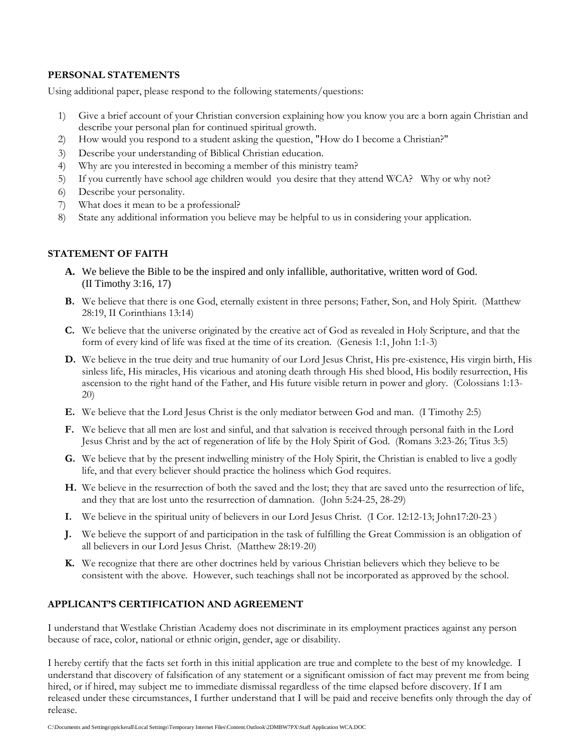## PERSONAL STATEMENTS

Using additional paper, please respond to the following statements/questions:

1) Give a brief account of your Christian conversion explaining how you know you are a born again Christian and describe your personal plan for continued spiritual growth.
2) How would you respond to a student asking the question, "How do I become a Christian?"
3) Describe your understanding of Biblical Christian education.
4) Why are you interested in becoming a member of this ministry team?
5) If you currently have school age children would you desire that they attend WCA? Why or why not?
6) Describe your personality.
7) What does it mean to be a professional?
8) State any additional information you believe may be helpful to us in considering your application.

## STATEMENT OF FAITH

**A.** We believe the Bible to be the inspired and only infallible, authoritative, written word of God. (II Timothy 3:16, 17)

**B.** We believe that there is one God, eternally existent in three persons; Father, Son, and Holy Spirit. (Matthew 28:19, II Corinthians 13:14)

**C.** We believe that the universe originated by the creative act of God as revealed in Holy Scripture, and that the form of every kind of life was fixed at the time of its creation. (Genesis 1:1, John 1:1-3)

**D.** We believe in the true deity and true humanity of our Lord Jesus Christ, His pre-existence, His virgin birth, His sinless life, His miracles, His vicarious and atoning death through His shed blood, His bodily resurrection, His ascension to the right hand of the Father, and His future visible return in power and glory. (Colossians 1:13-20)

**E.** We believe that the Lord Jesus Christ is the only mediator between God and man. (I Timothy 2:5)

**F.** We believe that all men are lost and sinful, and that salvation is received through personal faith in the Lord Jesus Christ and by the act of regeneration of life by the Holy Spirit of God. (Romans 3:23-26; Titus 3:5)

**G.** We believe that by the present indwelling ministry of the Holy Spirit, the Christian is enabled to live a godly life, and that every believer should practice the holiness which God requires.

**H.** We believe in the resurrection of both the saved and the lost; they that are saved unto the resurrection of life, and they that are lost unto the resurrection of damnation. (John 5:24-25, 28-29)

**I.** We believe in the spiritual unity of believers in our Lord Jesus Christ. (I Cor. 12:12-13; John17:20-23 )

**J.** We believe the support of and participation in the task of fulfilling the Great Commission is an obligation of all believers in our Lord Jesus Christ. (Matthew 28:19-20)

**K.** We recognize that there are other doctrines held by various Christian believers which they believe to be consistent with the above. However, such teachings shall not be incorporated as approved by the school.

## APPLICANT'S CERTIFICATION AND AGREEMENT

I understand that Westlake Christian Academy does not discriminate in its employment practices against any person because of race, color, national or ethnic origin, gender, age or disability.

I hereby certify that the facts set forth in this initial application are true and complete to the best of my knowledge. I understand that discovery of falsification of any statement or a significant omission of fact may prevent me from being hired, or if hired, may subject me to immediate dismissal regardless of the time elapsed before discovery. If I am released under these circumstances, I further understand that I will be paid and receive benefits only through the day of release.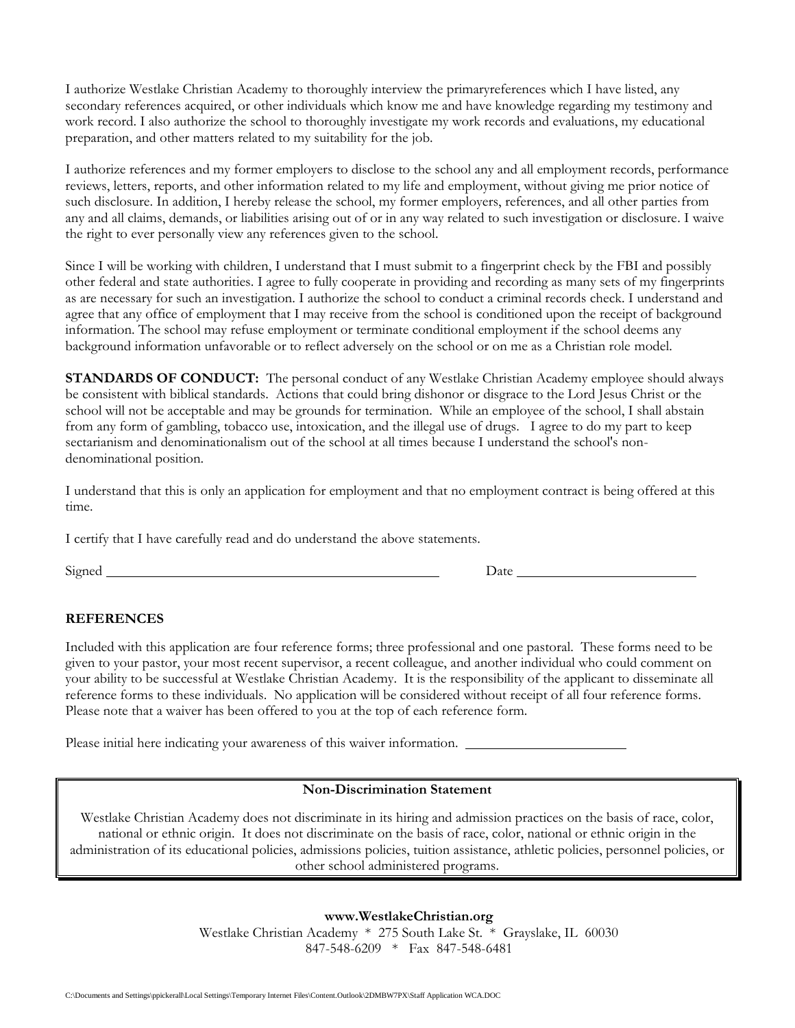I authorize Westlake Christian Academy to thoroughly interview the primaryreferences which I have listed, any secondary references acquired, or other individuals which know me and have knowledge regarding my testimony and work record. I also authorize the school to thoroughly investigate my work records and evaluations, my educational preparation, and other matters related to my suitability for the job.

I authorize references and my former employers to disclose to the school any and all employment records, performance reviews, letters, reports, and other information related to my life and employment, without giving me prior notice of such disclosure. In addition, I hereby release the school, my former employers, references, and all other parties from any and all claims, demands, or liabilities arising out of or in any way related to such investigation or disclosure. I waive the right to ever personally view any references given to the school.

Since I will be working with children, I understand that I must submit to a fingerprint check by the FBI and possibly other federal and state authorities. I agree to fully cooperate in providing and recording as many sets of my fingerprints as are necessary for such an investigation. I authorize the school to conduct a criminal records check. I understand and agree that any office of employment that I may receive from the school is conditioned upon the receipt of background information. The school may refuse employment or terminate conditional employment if the school deems any background information unfavorable or to reflect adversely on the school or on me as a Christian role model.

**STANDARDS OF CONDUCT:** The personal conduct of any Westlake Christian Academy employee should always be consistent with biblical standards. Actions that could bring dishonor or disgrace to the Lord Jesus Christ or the school will not be acceptable and may be grounds for termination. While an employee of the school, I shall abstain from any form of gambling, tobacco use, intoxication, and the illegal use of drugs. I agree to do my part to keep sectarianism and denominationalism out of the school at all times because I understand the school's non-denominational position.

I understand that this is only an application for employment and that no employment contract is being offered at this time.

I certify that I have carefully read and do understand the above statements.

Signed ______________________________________________ Date ________________________

**REFERENCES**

Included with this application are four reference forms; three professional and one pastoral. These forms need to be given to your pastor, your most recent supervisor, a recent colleague, and another individual who could comment on your ability to be successful at Westlake Christian Academy. It is the responsibility of the applicant to disseminate all reference forms to these individuals. No application will be considered without receipt of all four reference forms. Please note that a waiver has been offered to you at the top of each reference form.

Please initial here indicating your awareness of this waiver information. ______________________

**Non-Discrimination Statement**

Westlake Christian Academy does not discriminate in its hiring and admission practices on the basis of race, color, national or ethnic origin. It does not discriminate on the basis of race, color, national or ethnic origin in the administration of its educational policies, admissions policies, tuition assistance, athletic policies, personnel policies, or other school administered programs.

**www.WestlakeChristian.org**
Westlake Christian Academy * 275 South Lake St. * Grayslake, IL 60030
847-548-6209 * Fax 847-548-6481